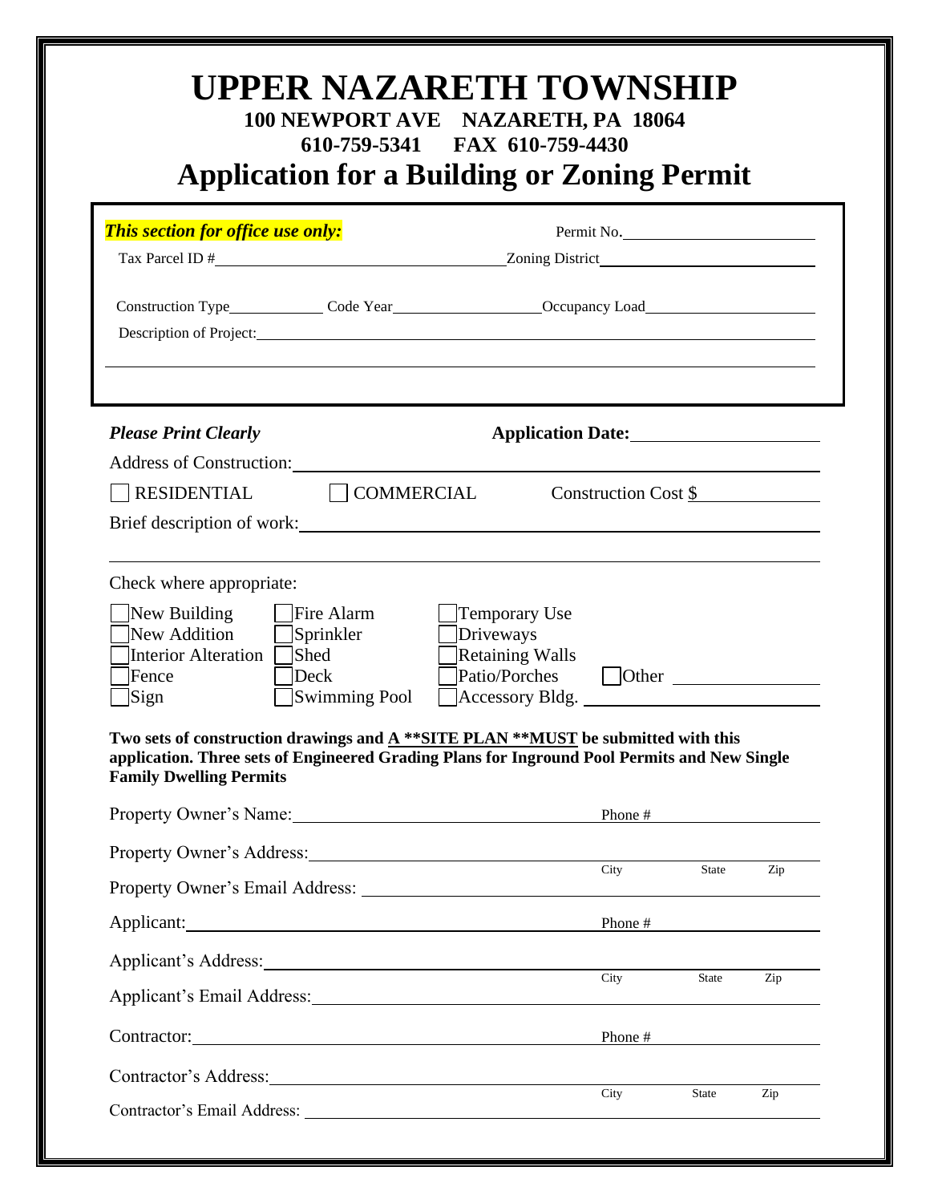# UPPER NAZARETH TOWNSHIP

**100 NEWPORT AVE NAZARETH, PA 18064**

**610-759-5341 FAX 610-759-4430**

## Application for a Building or Zoning Permit

***This section for office use only:*** Permit No.\_\_\_\_\_\_\_\_\_\_\_\_\_\_\_\_\_\_\_\_

Tax Parcel ID #\_\_\_\_\_\_\_\_\_\_\_\_\_\_\_\_\_\_\_\_\_\_\_\_\_\_\_\_ Zoning District\_\_\_\_\_\_\_\_\_\_\_\_\_\_\_\_\_\_\_\_

Construction Type\_\_\_\_\_\_\_\_\_\_ Code Year\_\_\_\_\_\_\_\_\_\_\_\_\_\_ Occupancy Load\_\_\_\_\_\_\_\_\_\_\_\_\_\_\_\_

Description of Project:\_\_\_\_\_\_\_\_\_\_\_\_\_\_\_\_\_\_\_\_\_\_\_\_\_\_\_\_\_\_\_\_\_\_\_\_\_\_\_\_\_\_\_\_\_\_\_\_\_\_\_\_\_\_\_\_

\_\_\_\_\_\_\_\_\_\_\_\_\_\_\_\_\_\_\_\_\_\_\_\_\_\_\_\_\_\_\_\_\_\_\_\_\_\_\_\_\_\_\_\_\_\_\_\_\_\_\_\_\_\_\_\_\_\_\_\_\_\_\_\_\_\_\_\_\_\_\_\_\_\_\_\_\_\_

***Please Print Clearly*** **Application Date:**\_\_\_\_\_\_\_\_\_\_\_\_\_\_\_\_\_\_

Address of Construction:\_\_\_\_\_\_\_\_\_\_\_\_\_\_\_\_\_\_\_\_\_\_\_\_\_\_\_\_\_\_\_\_\_\_\_\_\_\_\_\_\_\_\_\_\_\_\_\_\_\_\_\_\_\_

☐ RESIDENTIAL ☐ COMMERCIAL Construction Cost $\_\_\_\_\_\_\_\_\_\_\_\_\_\_

Brief description of work:\_\_\_\_\_\_\_\_\_\_\_\_\_\_\_\_\_\_\_\_\_\_\_\_\_\_\_\_\_\_\_\_\_\_\_\_\_\_\_\_\_\_\_\_\_\_\_\_\_\_\_\_\_

\_\_\_\_\_\_\_\_\_\_\_\_\_\_\_\_\_\_\_\_\_\_\_\_\_\_\_\_\_\_\_\_\_\_\_\_\_\_\_\_\_\_\_\_\_\_\_\_\_\_\_\_\_\_\_\_\_\_\_\_\_\_\_\_\_\_\_\_\_\_\_\_\_\_\_\_\_\_

Check where appropriate:

| | | | |
|---|---|---|---|
| ☐ New Building | ☐ Fire Alarm | ☐ Temporary Use | |
| ☐ New Addition | ☐ Sprinkler | ☐ Driveways | |
| ☐ Interior Alteration | ☐ Shed | ☐ Retaining Walls | |
| ☐ Fence | ☐ Deck | ☐ Patio/Porches | ☐ Other \_\_\_\_\_\_\_\_\_\_ |
| ☐ Sign | ☐ Swimming Pool | ☐ Accessory Bldg. \_\_\_\_\_\_\_\_\_\_ | |

**Two sets of construction drawings and <u>A \*\*SITE PLAN \*\*MUST</u> be submitted with this application. Three sets of Engineered Grading Plans for Inground Pool Permits and New Single Family Dwelling Permits**

Property Owner's Name:\_\_\_\_\_\_\_\_\_\_\_\_\_\_\_\_\_\_\_\_\_\_\_\_\_\_\_\_\_\_\_\_ Phone #\_\_\_\_\_\_\_\_\_\_\_\_\_\_\_\_

Property Owner's Address:\_\_\_\_\_\_\_\_\_\_\_\_\_\_\_\_\_\_\_\_\_\_\_\_\_\_\_\_\_\_\_\_\_\_\_\_\_\_\_\_\_\_\_\_\_\_\_\_\_\_\_\_
City State Zip

Property Owner's Email Address: \_\_\_\_\_\_\_\_\_\_\_\_\_\_\_\_\_\_\_\_\_\_\_\_\_\_\_\_\_\_\_\_\_\_\_\_\_\_\_\_\_\_\_\_\_\_\_

Applicant:\_\_\_\_\_\_\_\_\_\_\_\_\_\_\_\_\_\_\_\_\_\_\_\_\_\_\_\_\_\_\_\_\_\_\_\_\_\_\_\_\_\_ Phone #\_\_\_\_\_\_\_\_\_\_\_\_\_\_\_\_

Applicant's Address:\_\_\_\_\_\_\_\_\_\_\_\_\_\_\_\_\_\_\_\_\_\_\_\_\_\_\_\_\_\_\_\_\_\_\_\_\_\_\_\_\_\_\_\_\_\_\_\_\_\_\_\_\_\_\_\_\_
City State Zip

Applicant's Email Address:\_\_\_\_\_\_\_\_\_\_\_\_\_\_\_\_\_\_\_\_\_\_\_\_\_\_\_\_\_\_\_\_\_\_\_\_\_\_\_\_\_\_\_\_\_\_\_\_\_\_\_\_

Contractor:\_\_\_\_\_\_\_\_\_\_\_\_\_\_\_\_\_\_\_\_\_\_\_\_\_\_\_\_\_\_\_\_\_\_\_\_\_\_\_\_\_ Phone #\_\_\_\_\_\_\_\_\_\_\_\_\_\_\_\_

Contractor's Address:\_\_\_\_\_\_\_\_\_\_\_\_\_\_\_\_\_\_\_\_\_\_\_\_\_\_\_\_\_\_\_\_\_\_\_\_\_\_\_\_\_\_\_\_\_\_\_\_\_\_\_\_\_\_\_
City State Zip

Contractor's Email Address: \_\_\_\_\_\_\_\_\_\_\_\_\_\_\_\_\_\_\_\_\_\_\_\_\_\_\_\_\_\_\_\_\_\_\_\_\_\_\_\_\_\_\_\_\_\_\_\_\_\_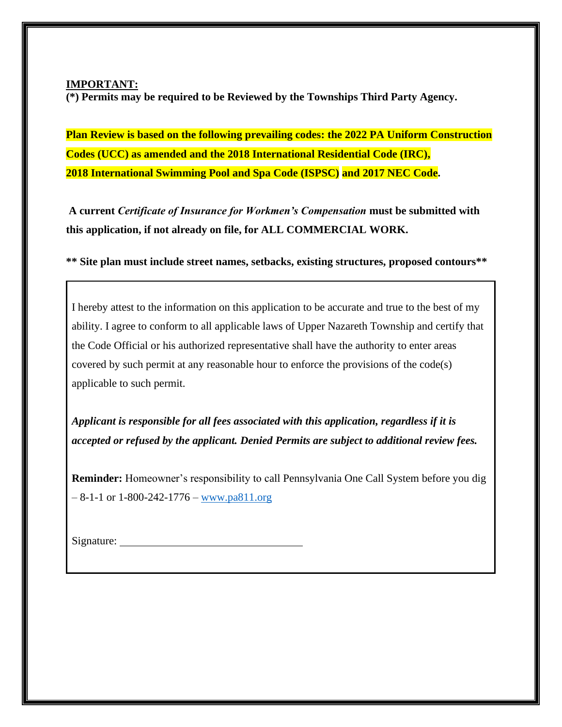**IMPORTANT:**

**(*) Permits may be required to be Reviewed by the Townships Third Party Agency.**

**Plan Review is based on the following prevailing codes: the 2022 PA Uniform Construction Codes (UCC) as amended and the 2018 International Residential Code (IRC), 2018 International Swimming Pool and Spa Code (ISPSC) and 2017 NEC Code.**

**A current *Certificate of Insurance for Workmen's Compensation* must be submitted with this application, if not already on file, for ALL COMMERCIAL WORK.**

**\*\* Site plan must include street names, setbacks, existing structures, proposed contours\*\***

I hereby attest to the information on this application to be accurate and true to the best of my ability. I agree to conform to all applicable laws of Upper Nazareth Township and certify that the Code Official or his authorized representative shall have the authority to enter areas covered by such permit at any reasonable hour to enforce the provisions of the code(s) applicable to such permit.

***Applicant is responsible for all fees associated with this application, regardless if it is accepted or refused by the applicant. Denied Permits are subject to additional review fees.***

**Reminder:** Homeowner's responsibility to call Pennsylvania One Call System before you dig – 8-1-1 or 1-800-242-1776 – www.pa811.org

Signature: ______________________________